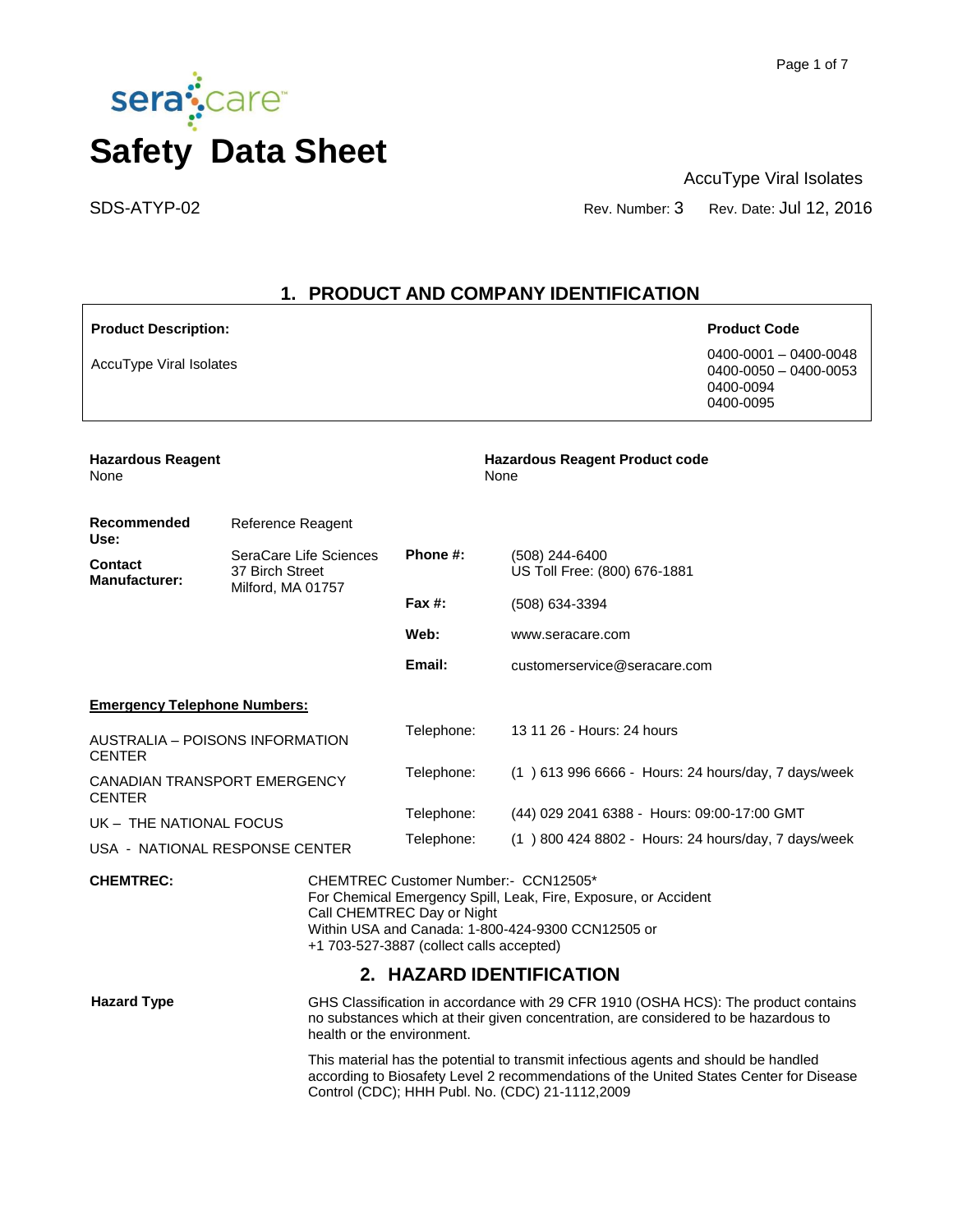# Safety Data Sheet

AccuType Viral Isolates

SDS-ATYP-02 Rev. Number: 3 Rev. Date: Jul 12, 2016

## 1. PRODUCT AND COMPANY IDENTIFICATION

| Product Description: | Product Code |
|---|---|
| AccuType Viral Isolates | 0400-0001 – 0400-0048<br>0400-0050 – 0400-0053<br>0400-0094<br>0400-0095 |

**Hazardous Reagent**
None

**Hazardous Reagent Product code**
None

**Recommended Use:** Reference Reagent

**Contact Manufacturer:** SeraCare Life Sciences
37 Birch Street
Milford, MA 01757

| | |
|---|---|
| **Phone #:** | (508) 244-6400<br>US Toll Free: (800) 676-1881 |
| **Fax #:** | (508) 634-3394 |
| **Web:** | www.seracare.com |
| **Email:** | customerservice@seracare.com |

**Emergency Telephone Numbers:**

| | | |
|---|---|---|
| AUSTRALIA – POISONS INFORMATION CENTER | Telephone: | 13 11 26 - Hours: 24 hours |
| CANADIAN TRANSPORT EMERGENCY CENTER | Telephone: | (1 ) 613 996 6666 - Hours: 24 hours/day, 7 days/week |
| UK – THE NATIONAL FOCUS | Telephone: | (44) 029 2041 6388 - Hours: 09:00-17:00 GMT |
| USA - NATIONAL RESPONSE CENTER | Telephone: | (1 ) 800 424 8802 - Hours: 24 hours/day, 7 days/week |

**CHEMTREC:** CHEMTREC Customer Number:- CCN12505*
For Chemical Emergency Spill, Leak, Fire, Exposure, or Accident
Call CHEMTREC Day or Night
Within USA and Canada: 1-800-424-9300 CCN12505 or
+1 703-527-3887 (collect calls accepted)

## 2. HAZARD IDENTIFICATION

**Hazard Type**

GHS Classification in accordance with 29 CFR 1910 (OSHA HCS): The product contains no substances which at their given concentration, are considered to be hazardous to health or the environment.

This material has the potential to transmit infectious agents and should be handled according to Biosafety Level 2 recommendations of the United States Center for Disease Control (CDC); HHH Publ. No. (CDC) 21-1112,2009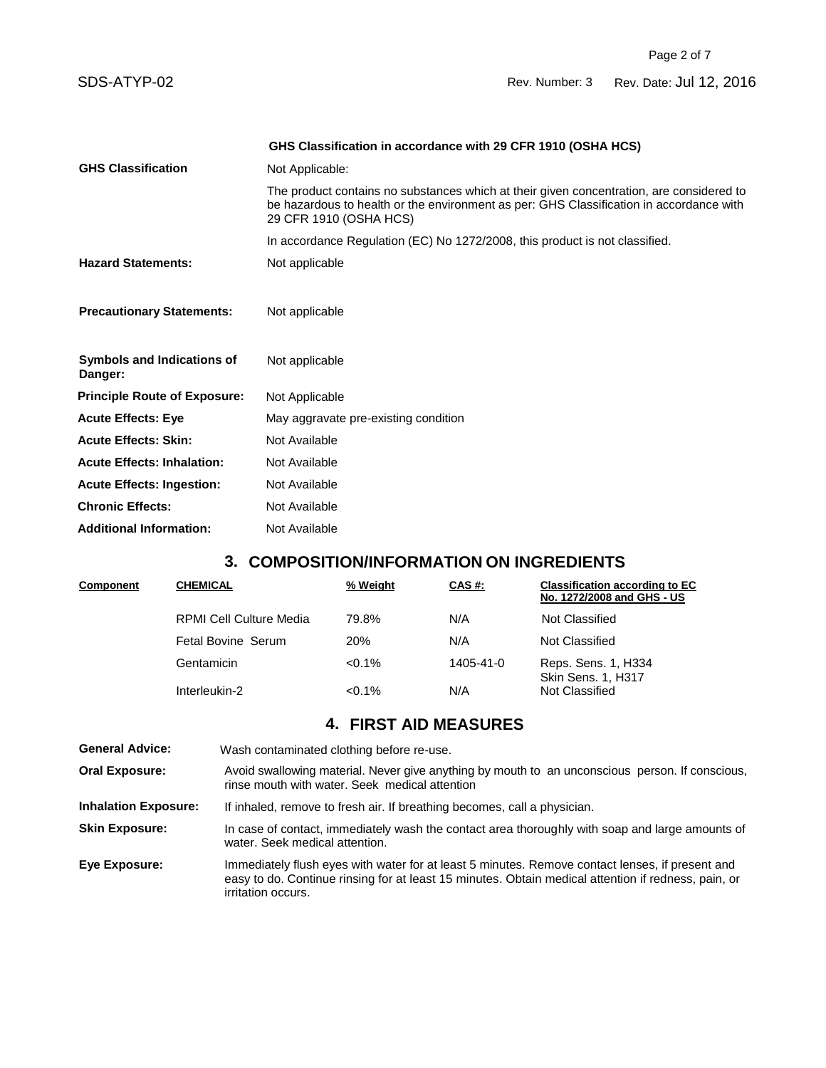**GHS Classification in accordance with 29 CFR 1910 (OSHA HCS)**

| | |
|---|---|
| **GHS Classification** | Not Applicable: |
| | The product contains no substances which at their given concentration, are considered to be hazardous to health or the environment as per: GHS Classification in accordance with 29 CFR 1910 (OSHA HCS) |
| | In accordance Regulation (EC) No 1272/2008, this product is not classified. |
| **Hazard Statements:** | Not applicable |
| **Precautionary Statements:** | Not applicable |
| **Symbols and Indications of Danger:** | Not applicable |
| **Principle Route of Exposure:** | Not Applicable |
| **Acute Effects: Eye** | May aggravate pre-existing condition |
| **Acute Effects: Skin:** | Not Available |
| **Acute Effects: Inhalation:** | Not Available |
| **Acute Effects: Ingestion:** | Not Available |
| **Chronic Effects:** | Not Available |
| **Additional Information:** | Not Available |

## 3. COMPOSITION/INFORMATION ON INGREDIENTS

| Component | CHEMICAL | % Weight | CAS #: | Classification according to EC No. 1272/2008 and GHS - US |
|---|---|---|---|---|
| | RPMI Cell Culture Media | 79.8% | N/A | Not Classified |
| | Fetal Bovine Serum | 20% | N/A | Not Classified |
| | Gentamicin | <0.1% | 1405-41-0 | Reps. Sens. 1, H334 Skin Sens. 1, H317 |
| | Interleukin-2 | <0.1% | N/A | Not Classified |

## 4. FIRST AID MEASURES

| | |
|---|---|
| **General Advice:** | Wash contaminated clothing before re-use. |
| **Oral Exposure:** | Avoid swallowing material. Never give anything by mouth to an unconscious person. If conscious, rinse mouth with water. Seek medical attention |
| **Inhalation Exposure:** | If inhaled, remove to fresh air. If breathing becomes, call a physician. |
| **Skin Exposure:** | In case of contact, immediately wash the contact area thoroughly with soap and large amounts of water. Seek medical attention. |
| **Eye Exposure:** | Immediately flush eyes with water for at least 5 minutes. Remove contact lenses, if present and easy to do. Continue rinsing for at least 15 minutes. Obtain medical attention if redness, pain, or irritation occurs. |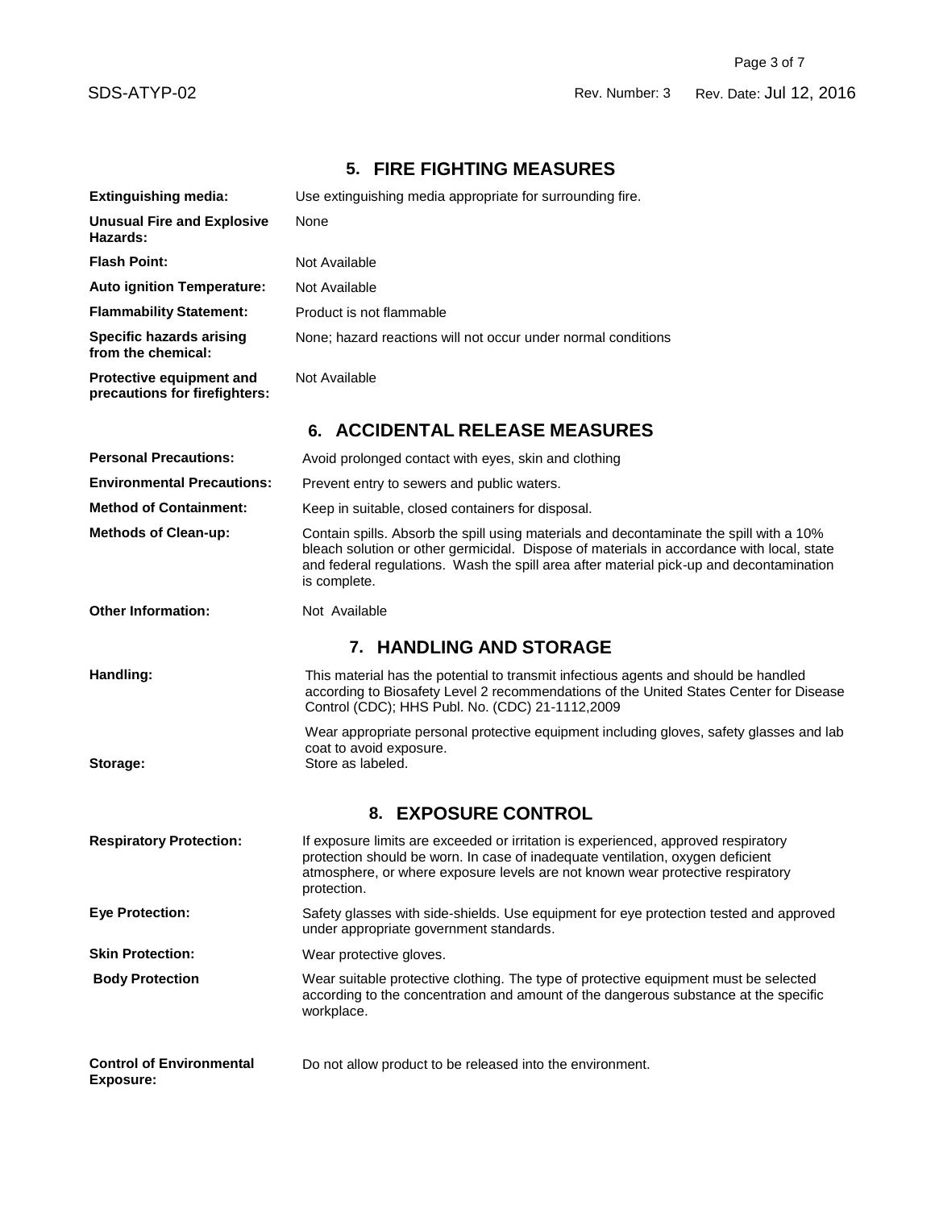## 5. FIRE FIGHTING MEASURES

| | |
|---|---|
| **Extinguishing media:** | Use extinguishing media appropriate for surrounding fire. |
| **Unusual Fire and Explosive Hazards:** | None |
| **Flash Point:** | Not Available |
| **Auto ignition Temperature:** | Not Available |
| **Flammability Statement:** | Product is not flammable |
| **Specific hazards arising from the chemical:** | None; hazard reactions will not occur under normal conditions |
| **Protective equipment and precautions for firefighters:** | Not Available |

## 6. ACCIDENTAL RELEASE MEASURES

| | |
|---|---|
| **Personal Precautions:** | Avoid prolonged contact with eyes, skin and clothing |
| **Environmental Precautions:** | Prevent entry to sewers and public waters. |
| **Method of Containment:** | Keep in suitable, closed containers for disposal. |
| **Methods of Clean-up:** | Contain spills. Absorb the spill using materials and decontaminate the spill with a 10% bleach solution or other germicidal. Dispose of materials in accordance with local, state and federal regulations. Wash the spill area after material pick-up and decontamination is complete. |
| **Other Information:** | Not Available |

## 7. HANDLING AND STORAGE

| | |
|---|---|
| **Handling:** | This material has the potential to transmit infectious agents and should be handled according to Biosafety Level 2 recommendations of the United States Center for Disease Control (CDC); HHS Publ. No. (CDC) 21-1112,2009<br><br>Wear appropriate personal protective equipment including gloves, safety glasses and lab coat to avoid exposure. |
| **Storage:** | Store as labeled. |

## 8. EXPOSURE CONTROL

| | |
|---|---|
| **Respiratory Protection:** | If exposure limits are exceeded or irritation is experienced, approved respiratory protection should be worn. In case of inadequate ventilation, oxygen deficient atmosphere, or where exposure levels are not known wear protective respiratory protection. |
| **Eye Protection:** | Safety glasses with side-shields. Use equipment for eye protection tested and approved under appropriate government standards. |
| **Skin Protection:** | Wear protective gloves. |
| **Body Protection** | Wear suitable protective clothing. The type of protective equipment must be selected according to the concentration and amount of the dangerous substance at the specific workplace. |
| **Control of Environmental Exposure:** | Do not allow product to be released into the environment. |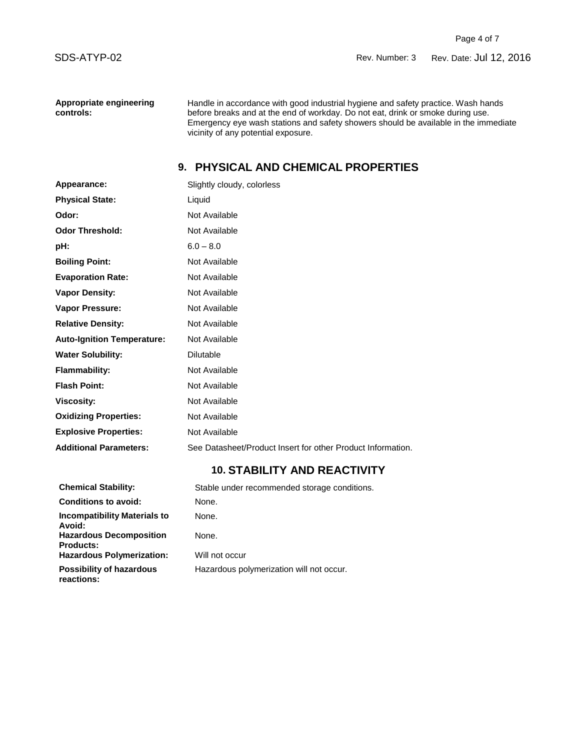**Appropriate engineering controls:** Handle in accordance with good industrial hygiene and safety practice. Wash hands before breaks and at the end of workday. Do not eat, drink or smoke during use. Emergency eye wash stations and safety showers should be available in the immediate vicinity of any potential exposure.

## 9. PHYSICAL AND CHEMICAL PROPERTIES

| | |
|---|---|
| **Appearance:** | Slightly cloudy, colorless |
| **Physical State:** | Liquid |
| **Odor:** | Not Available |
| **Odor Threshold:** | Not Available |
| **pH:** | 6.0 – 8.0 |
| **Boiling Point:** | Not Available |
| **Evaporation Rate:** | Not Available |
| **Vapor Density:** | Not Available |
| **Vapor Pressure:** | Not Available |
| **Relative Density:** | Not Available |
| **Auto-Ignition Temperature:** | Not Available |
| **Water Solubility:** | Dilutable |
| **Flammability:** | Not Available |
| **Flash Point:** | Not Available |
| **Viscosity:** | Not Available |
| **Oxidizing Properties:** | Not Available |
| **Explosive Properties:** | Not Available |
| **Additional Parameters:** | See Datasheet/Product Insert for other Product Information. |

## 10. STABILITY AND REACTIVITY

| | |
|---|---|
| **Chemical Stability:** | Stable under recommended storage conditions. |
| **Conditions to avoid:** | None. |
| **Incompatibility Materials to Avoid:** | None. |
| **Hazardous Decomposition Products:** | None. |
| **Hazardous Polymerization:** | Will not occur |
| **Possibility of hazardous reactions:** | Hazardous polymerization will not occur. |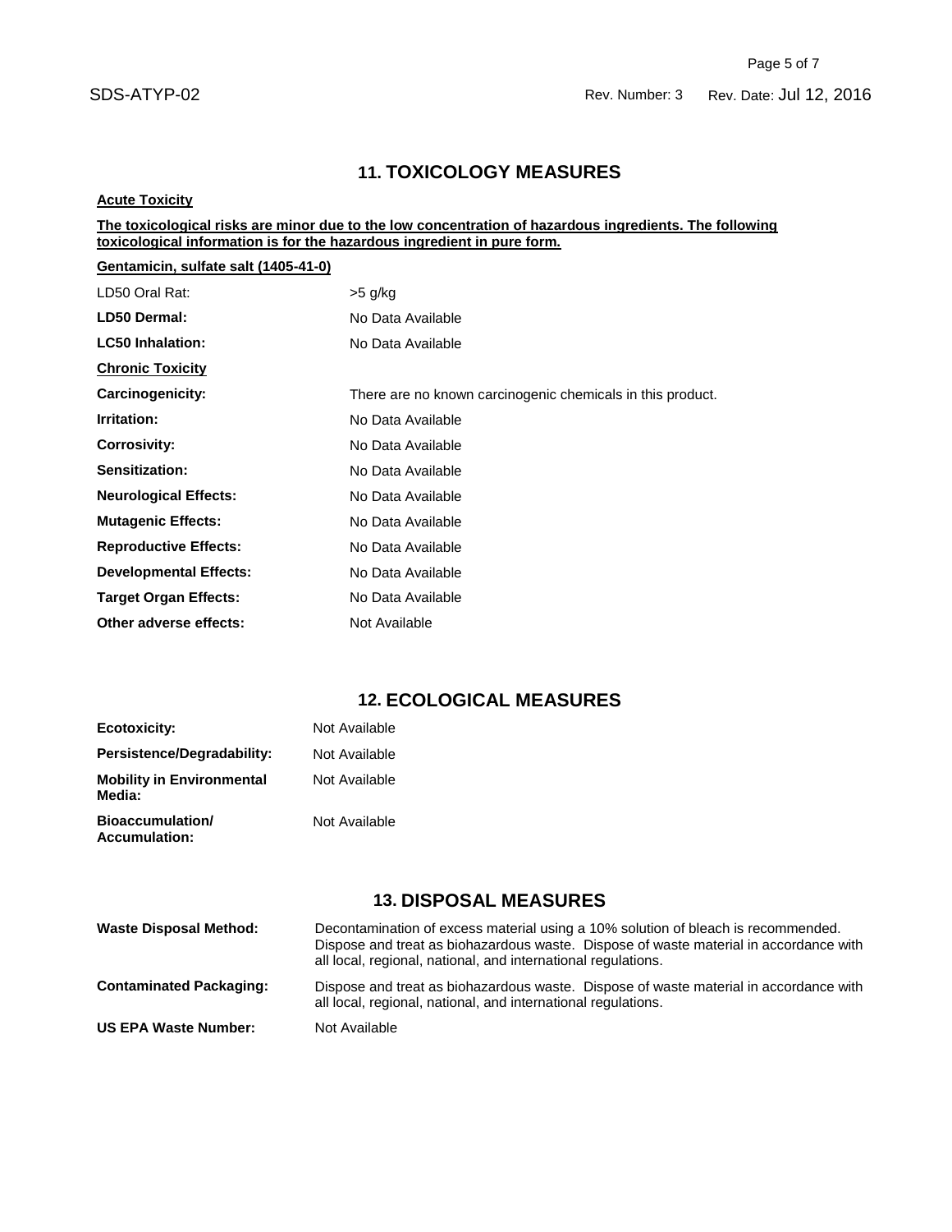## 11. TOXICOLOGY MEASURES

**Acute Toxicity**

**The toxicological risks are minor due to the low concentration of hazardous ingredients. The following toxicological information is for the hazardous ingredient in pure form.**

**Gentamicin, sulfate salt (1405-41-0)**

| | |
|---|---|
| LD50 Oral Rat: | >5 g/kg |
| **LD50 Dermal:** | No Data Available |
| **LC50 Inhalation:** | No Data Available |

**Chronic Toxicity**

| | |
|---|---|
| **Carcinogenicity:** | There are no known carcinogenic chemicals in this product. |
| **Irritation:** | No Data Available |
| **Corrosivity:** | No Data Available |
| **Sensitization:** | No Data Available |
| **Neurological Effects:** | No Data Available |
| **Mutagenic Effects:** | No Data Available |
| **Reproductive Effects:** | No Data Available |
| **Developmental Effects:** | No Data Available |
| **Target Organ Effects:** | No Data Available |
| **Other adverse effects:** | Not Available |

## 12. ECOLOGICAL MEASURES

| | |
|---|---|
| **Ecotoxicity:** | Not Available |
| **Persistence/Degradability:** | Not Available |
| **Mobility in Environmental Media:** | Not Available |
| **Bioaccumulation/ Accumulation:** | Not Available |

## 13. DISPOSAL MEASURES

| | |
|---|---|
| **Waste Disposal Method:** | Decontamination of excess material using a 10% solution of bleach is recommended. Dispose and treat as biohazardous waste. Dispose of waste material in accordance with all local, regional, national, and international regulations. |
| **Contaminated Packaging:** | Dispose and treat as biohazardous waste. Dispose of waste material in accordance with all local, regional, national, and international regulations. |
| **US EPA Waste Number:** | Not Available |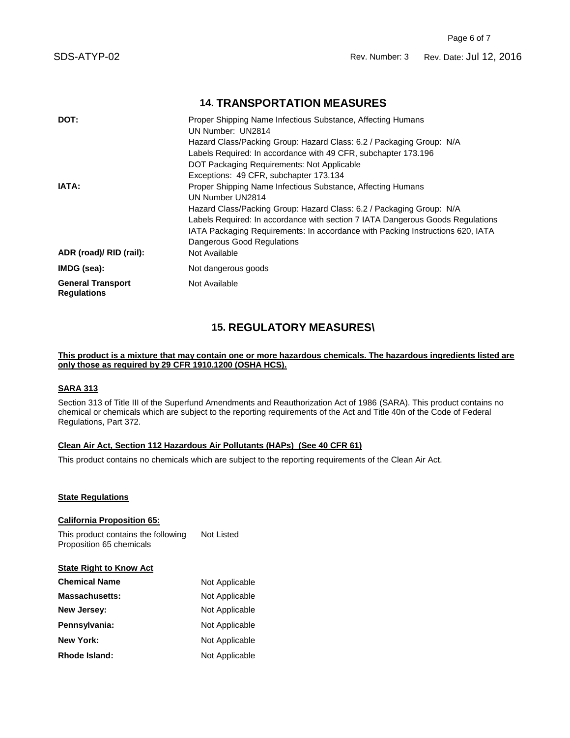## 14. TRANSPORTATION MEASURES

| | |
|---|---|
| **DOT:** | Proper Shipping Name Infectious Substance, Affecting Humans<br>UN Number: UN2814<br>Hazard Class/Packing Group: Hazard Class: 6.2 / Packaging Group: N/A<br>Labels Required: In accordance with 49 CFR, subchapter 173.196<br>DOT Packaging Requirements: Not Applicable<br>Exceptions: 49 CFR, subchapter 173.134 |
| **IATA:** | Proper Shipping Name Infectious Substance, Affecting Humans<br>UN Number UN2814<br>Hazard Class/Packing Group: Hazard Class: 6.2 / Packaging Group: N/A<br>Labels Required: In accordance with section 7 IATA Dangerous Goods Regulations<br>IATA Packaging Requirements: In accordance with Packing Instructions 620, IATA Dangerous Good Regulations |
| **ADR (road)/ RID (rail):** | Not Available |
| **IMDG (sea):** | Not dangerous goods |
| **General Transport Regulations** | Not Available |

## 15. REGULATORY MEASURES\

**This product is a mixture that may contain one or more hazardous chemicals. The hazardous ingredients listed are only those as required by 29 CFR 1910.1200 (OSHA HCS).**

**SARA 313**

Section 313 of Title III of the Superfund Amendments and Reauthorization Act of 1986 (SARA). This product contains no chemical or chemicals which are subject to the reporting requirements of the Act and Title 40n of the Code of Federal Regulations, Part 372.

**Clean Air Act, Section 112 Hazardous Air Pollutants (HAPs) (See 40 CFR 61)**

This product contains no chemicals which are subject to the reporting requirements of the Clean Air Act.

**State Regulations**

**California Proposition 65:**

| | |
|---|---|
| This product contains the following Proposition 65 chemicals | Not Listed |

**State Right to Know Act**

| | |
|---|---|
| **Chemical Name** | Not Applicable |
| **Massachusetts:** | Not Applicable |
| **New Jersey:** | Not Applicable |
| **Pennsylvania:** | Not Applicable |
| **New York:** | Not Applicable |
| **Rhode Island:** | Not Applicable |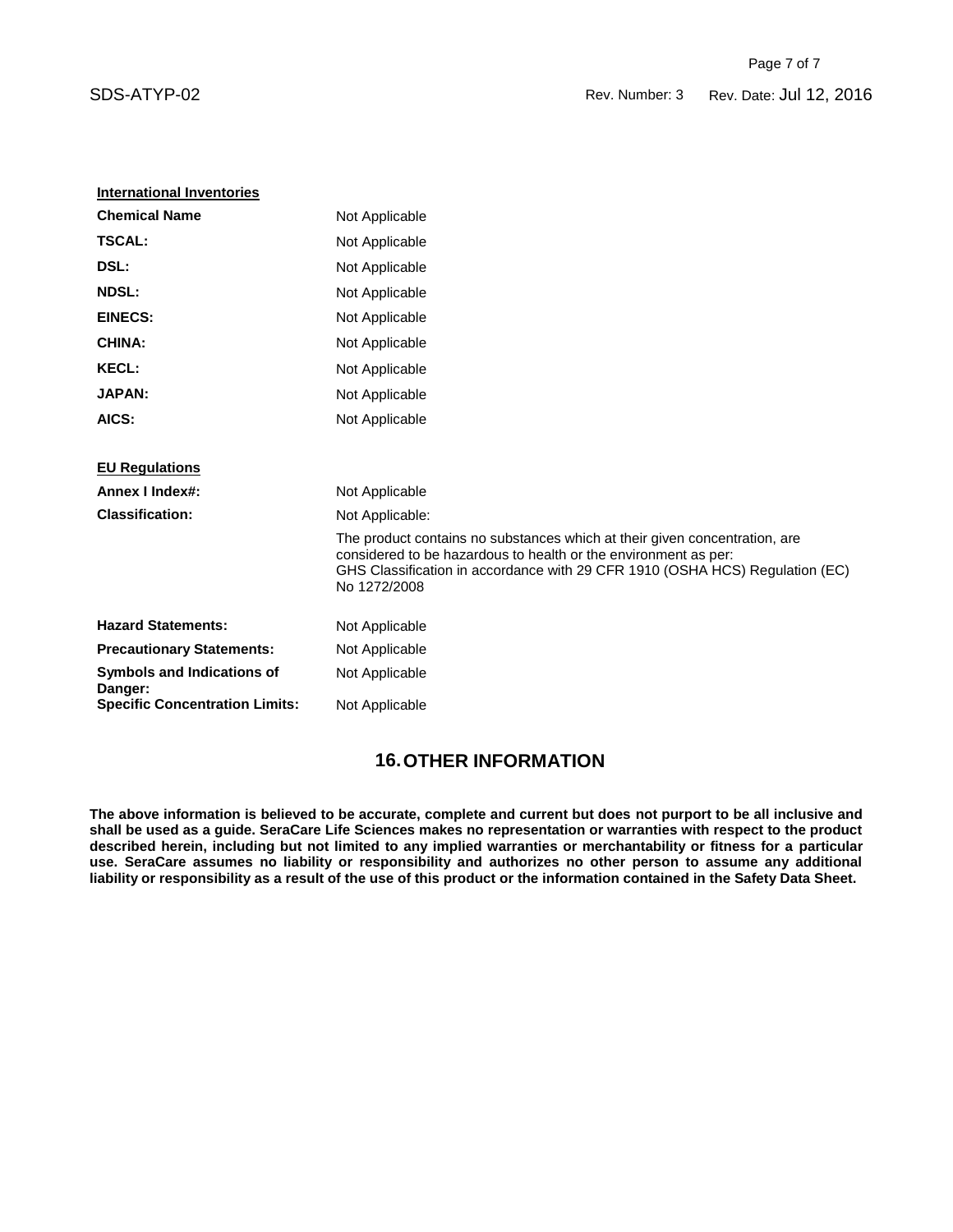**International Inventories**

| | |
|---|---|
| **Chemical Name** | Not Applicable |
| **TSCAL:** | Not Applicable |
| **DSL:** | Not Applicable |
| **NDSL:** | Not Applicable |
| **EINECS:** | Not Applicable |
| **CHINA:** | Not Applicable |
| **KECL:** | Not Applicable |
| **JAPAN:** | Not Applicable |
| **AICS:** | Not Applicable |

**EU Regulations**

| | |
|---|---|
| **Annex I Index#:** | Not Applicable |
| **Classification:** | Not Applicable:<br>The product contains no substances which at their given concentration, are considered to be hazardous to health or the environment as per:<br>GHS Classification in accordance with 29 CFR 1910 (OSHA HCS) Regulation (EC) No 1272/2008 |
| **Hazard Statements:** | Not Applicable |
| **Precautionary Statements:** | Not Applicable |
| **Symbols and Indications of Danger:** | Not Applicable |
| **Specific Concentration Limits:** | Not Applicable |

## 16. OTHER INFORMATION

**The above information is believed to be accurate, complete and current but does not purport to be all inclusive and shall be used as a guide. SeraCare Life Sciences makes no representation or warranties with respect to the product described herein, including but not limited to any implied warranties or merchantability or fitness for a particular use. SeraCare assumes no liability or responsibility and authorizes no other person to assume any additional liability or responsibility as a result of the use of this product or the information contained in the Safety Data Sheet.**